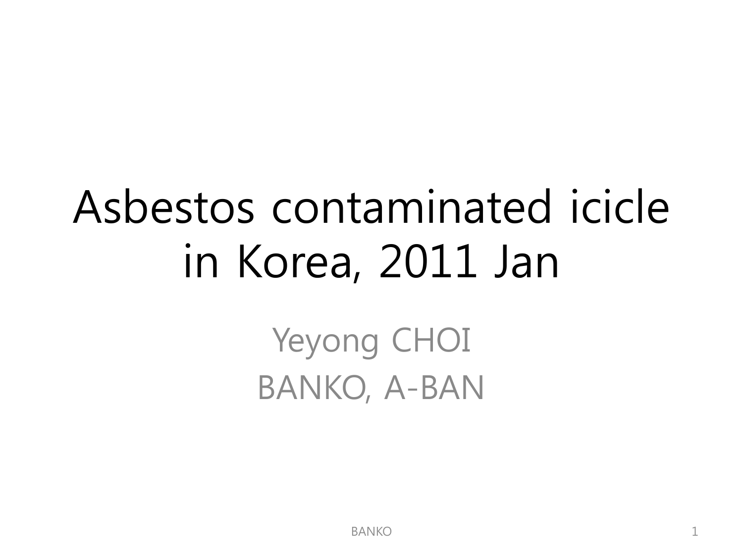# Asbestos contaminated icicle in Korea, 2011 Jan

Yeyong CHOI

BANKO, A-BAN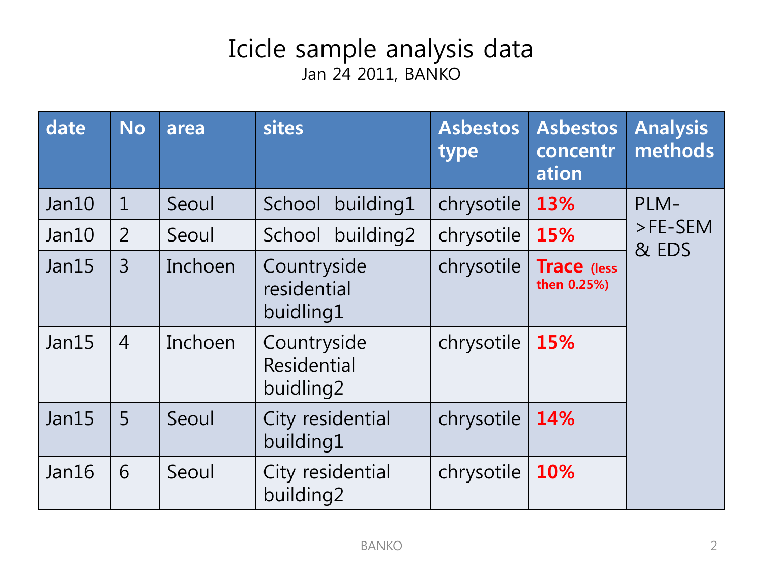# Icicle sample analysis data

Jan 24 2011, BANKO

| date | No | area | sites | Asbestos type | Asbestos concentration | Analysis methods |
|---|---|---|---|---|---|---|
| Jan10 | 1 | Seoul | School building1 | chrysotile | **13%** | PLM->FE-SEM & EDS |
| Jan10 | 2 | Seoul | School building2 | chrysotile | **15%** | |
| Jan15 | 3 | Inchoen | Countryside residential buidling1 | chrysotile | **Trace (less then 0.25%)** | |
| Jan15 | 4 | Inchoen | Countryside Residential buidling2 | chrysotile | **15%** | |
| Jan15 | 5 | Seoul | City residential building1 | chrysotile | **14%** | |
| Jan16 | 6 | Seoul | City residential building2 | chrysotile | **10%** | |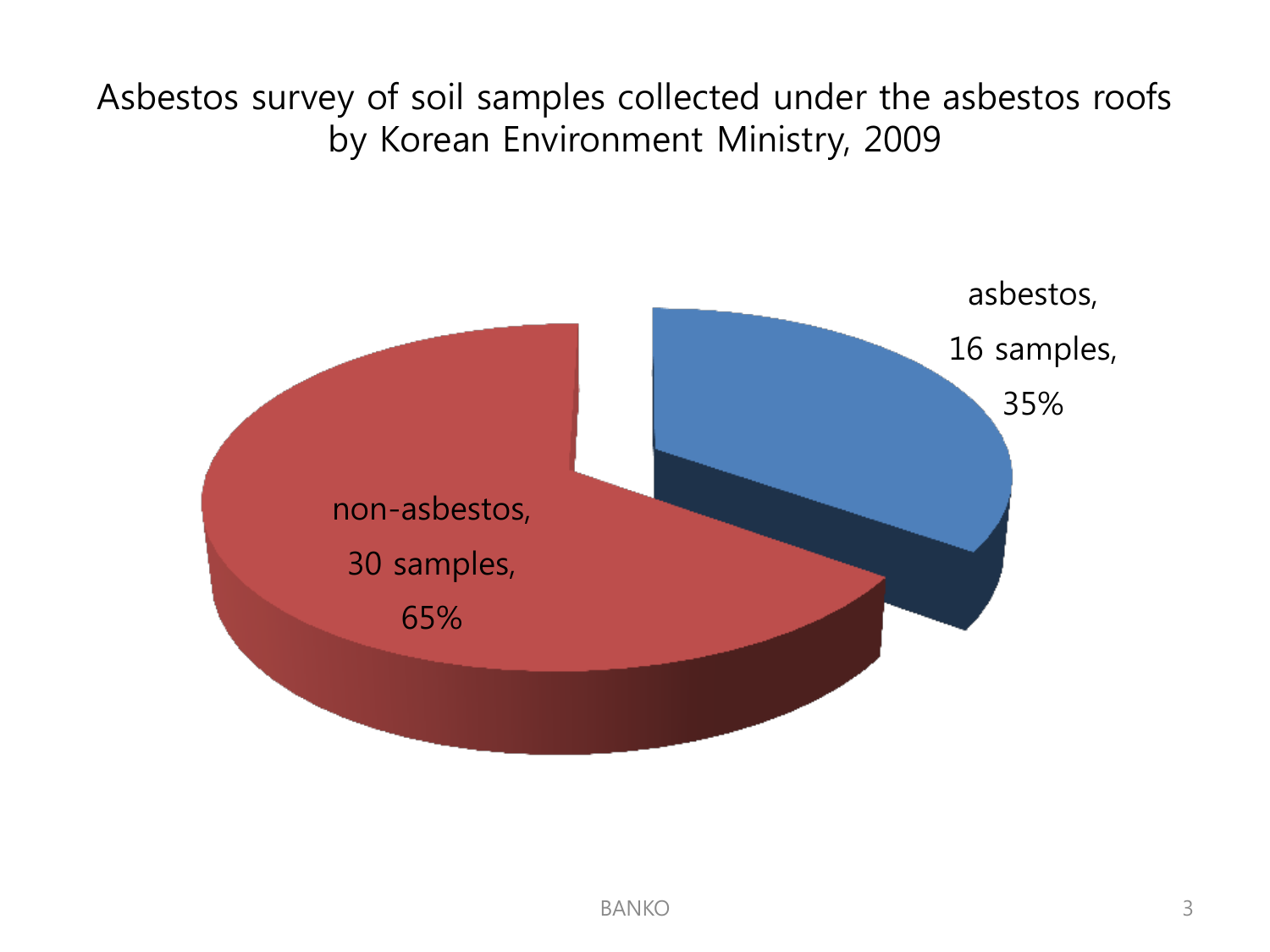# Asbestos survey of soil samples collected under the asbestos roofs by Korean Environment Ministry, 2009

asbestos, 16 samples, 35%

non-asbestos, 30 samples, 65%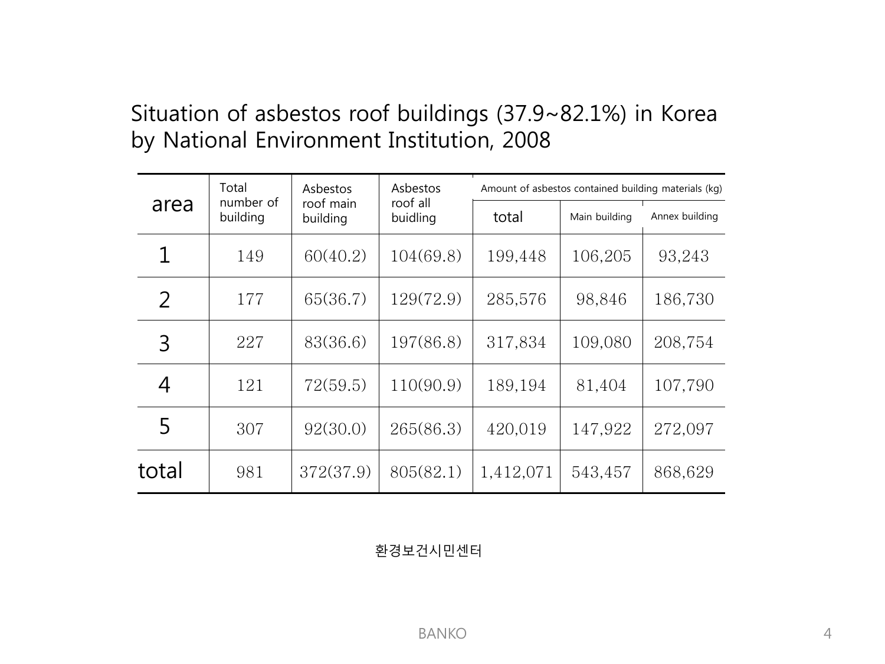# Situation of asbestos roof buildings (37.9~82.1%) in Korea by National Environment Institution, 2008

| area | Total number of building | Asbestos roof main building | Asbestos roof all buidling | Amount of asbestos contained building materials (kg) | | |
|---|---|---|---|---|---|---|
| | | | | total | Main building | Annex building |
| 1 | 149 | 60(40.2) | 104(69.8) | 199,448 | 106,205 | 93,243 |
| 2 | 177 | 65(36.7) | 129(72.9) | 285,576 | 98,846 | 186,730 |
| 3 | 227 | 83(36.6) | 197(86.8) | 317,834 | 109,080 | 208,754 |
| 4 | 121 | 72(59.5) | 110(90.9) | 189,194 | 81,404 | 107,790 |
| 5 | 307 | 92(30.0) | 265(86.3) | 420,019 | 147,922 | 272,097 |
| total | 981 | 372(37.9) | 805(82.1) | 1,412,071 | 543,457 | 868,629 |

환경보건시민센터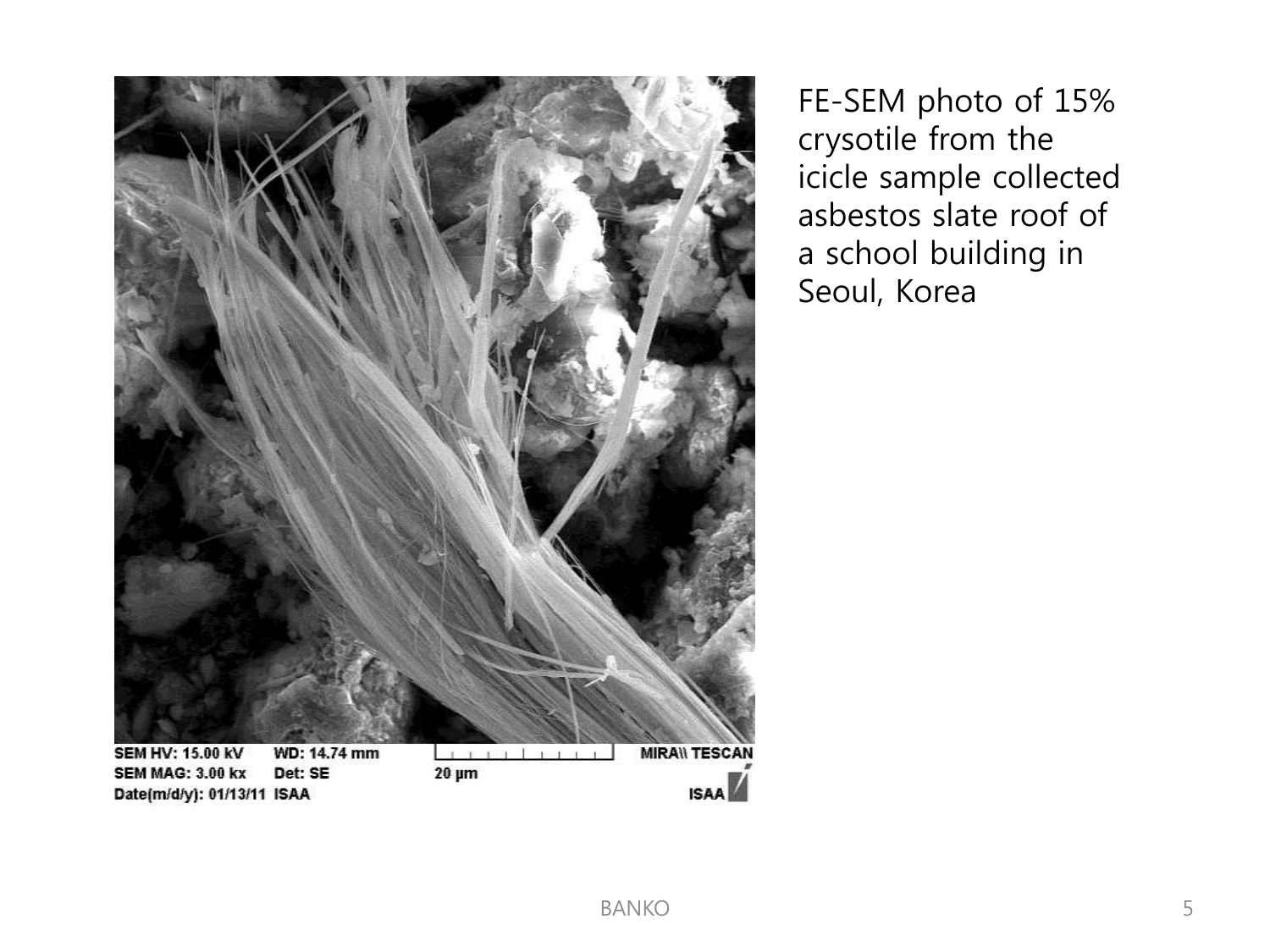FE-SEM photo of 15% crysotile from the icicle sample collected asbestos slate roof of a school building in Seoul, Korea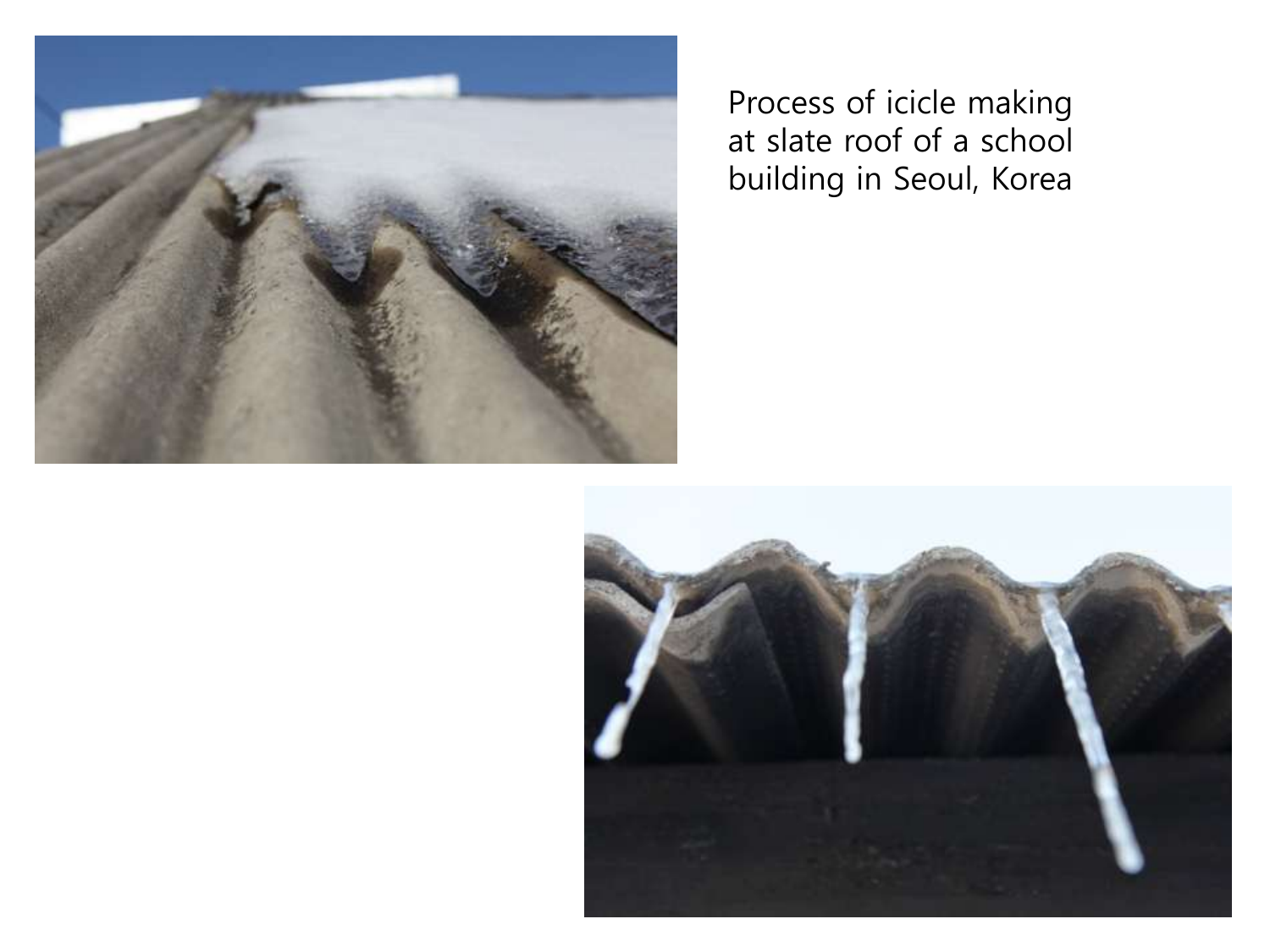Process of icicle making at slate roof of a school building in Seoul, Korea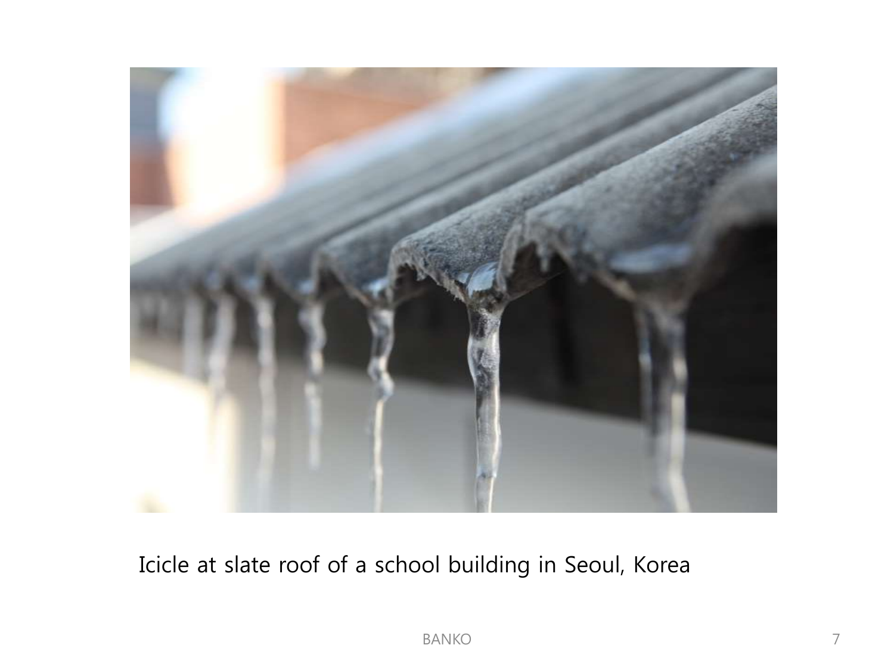Icicle at slate roof of a school building in Seoul, Korea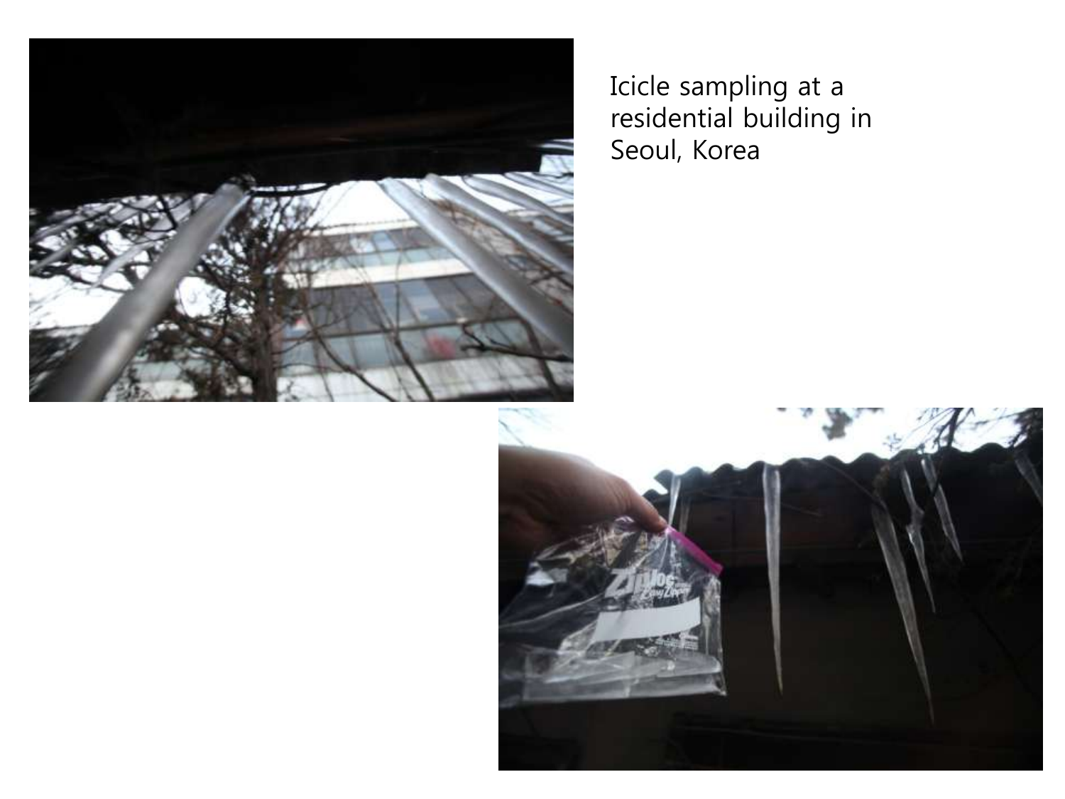Icicle sampling at a residential building in Seoul, Korea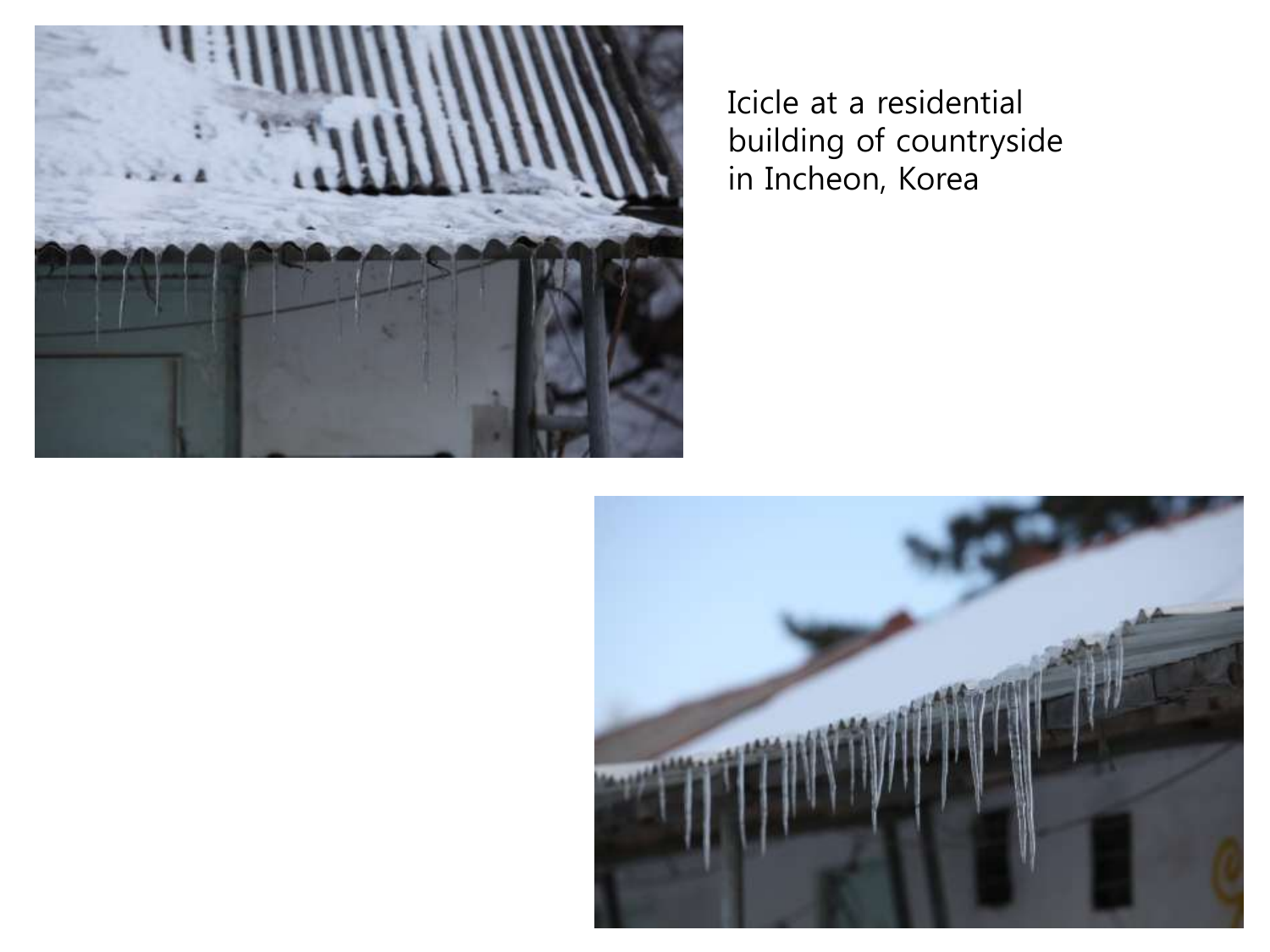Icicle at a residential building of countryside in Incheon, Korea